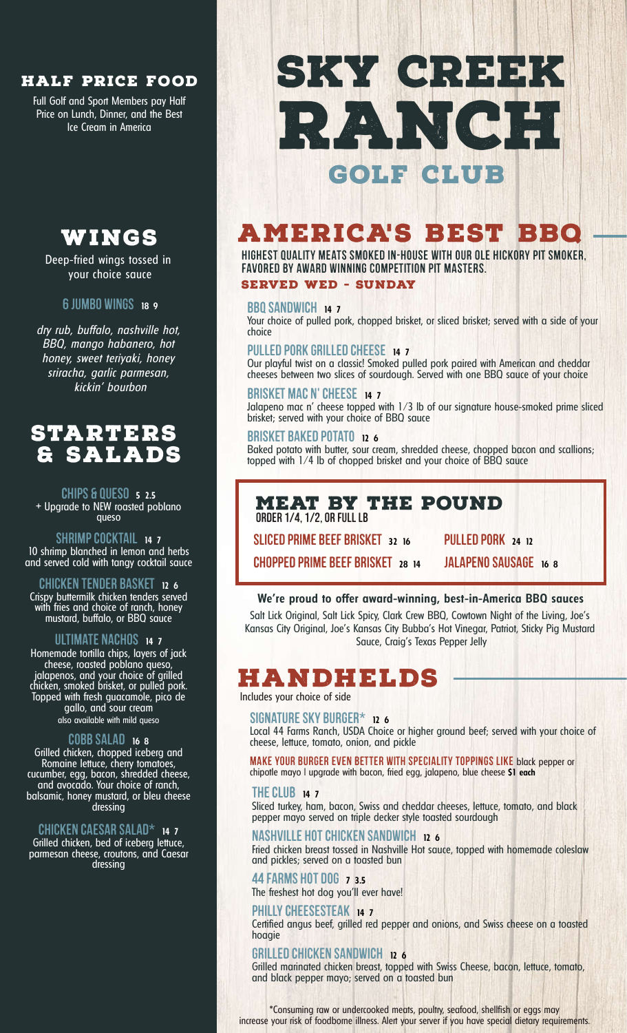# SKY CREEK RANCH

## GOLF CLUB

## HALF PRICE FOOD

Full Golf and Sport Members pay Half Price on Lunch, Dinner, and the Best Ice Cream in America

## WINGS

Deep-fried wings tossed in your choice sauce

### 6 JUMBO WINGS 18 9

*dry rub, buffalo, nashville hot, BBQ, mango habanero, hot honey, sweet teriyaki, honey sriracha, garlic parmesan, kickin' bourbon*

## STARTERS & SALADS

### CHIPS & QUESO 5 2.5

+ Upgrade to NEW roasted poblano queso

### SHRIMP COCKTAIL 14 7

10 shrimp blanched in lemon and herbs and served cold with tangy cocktail sauce

### CHICKEN TENDER BASKET 12 6

Crispy buttermilk chicken tenders served with fries and choice of ranch, honey mustard, buffalo, or BBQ sauce

### ULTIMATE NACHOS 14 7

Homemade tortilla chips, layers of jack cheese, roasted poblano queso, jalapenos, and your choice of grilled chicken, smoked brisket, or pulled pork. Topped with fresh guacamole, pico de gallo, and sour cream

also available with mild queso

### COBB SALAD 16 8

Grilled chicken, chopped iceberg and Romaine lettuce, cherry tomatoes, cucumber, egg, bacon, shredded cheese, and avocado. Your choice of ranch, balsamic, honey mustard, or bleu cheese dressing

### CHICKEN CAESAR SALAD* 14 7

Grilled chicken, bed of iceberg lettuce, parmesan cheese, croutons, and Caesar dressing

## AMERICA'S BEST BBQ

HIGHEST QUALITY MEATS SMOKED IN-HOUSE WITH OUR OLE HICKORY PIT SMOKER, FAVORED BY AWARD WINNING COMPETITION PIT MASTERS.

**SERVED WED - SUNDAY**

### BBQ SANDWICH 14 7

Your choice of pulled pork, chopped brisket, or sliced brisket; served with a side of your choice

### PULLED PORK GRILLED CHEESE 14 7

Our playful twist on a classic! Smoked pulled pork paired with American and cheddar cheeses between two slices of sourdough. Served with one BBQ sauce of your choice

### BRISKET MAC N' CHEESE 14 7

Jalapeno mac n' cheese topped with 1/3 lb of our signature house-smoked prime sliced brisket; served with your choice of BBQ sauce

### BRISKET BAKED POTATO 12 6

Baked potato with butter, sour cream, shredded cheese, chopped bacon and scallions; topped with 1/4 lb of chopped brisket and your choice of BBQ sauce

## MEAT BY THE POUND

ORDER 1/4, 1/2, OR FULL LB

- SLICED PRIME BEEF BRISKET 32 16
- PULLED PORK 24 12
- CHOPPED PRIME BEEF BRISKET 28 14
- JALAPENO SAUSAGE 16 8

**We're proud to offer award-winning, best-in-America BBQ sauces**

Salt Lick Original, Salt Lick Spicy, Clark Crew BBQ, Cowtown Night of the Living, Joe's Kansas City Original, Joe's Kansas City Bubba's Hot Vinegar, Patriot, Sticky Pig Mustard Sauce, Craig's Texas Pepper Jelly

## HANDHELDS

Includes your choice of side

### SIGNATURE SKY BURGER* 12 6

Local 44 Farms Ranch, USDA Choice or higher ground beef; served with your choice of cheese, lettuce, tomato, onion, and pickle

**MAKE YOUR BURGER EVEN BETTER WITH SPECIALITY TOPPINGS LIKE** black pepper or chipotle mayo | upgrade with bacon, fried egg, jalapeno, blue cheese **$1 each**

### THE CLUB 14 7

Sliced turkey, ham, bacon, Swiss and cheddar cheeses, lettuce, tomato, and black pepper mayo served on triple decker style toasted sourdough

### NASHVILLE HOT CHICKEN SANDWICH 12 6

Fried chicken breast tossed in Nashville Hot sauce, topped with homemade coleslaw and pickles; served on a toasted bun

### 44 FARMS HOT DOG 7 3.5

The freshest hot dog you'll ever have!

### PHILLY CHEESESTEAK 14 7

Certified angus beef, grilled red pepper and onions, and Swiss cheese on a toasted hoagie

### GRILLED CHICKEN SANDWICH 12 6

Grilled marinated chicken breast, topped with Swiss Cheese, bacon, lettuce, tomato, and black pepper mayo; served on a toasted bun

*Consuming raw or undercooked meats, poultry, seafood, shellfish or eggs may increase your risk of foodborne illness. Alert your server if you have special dietary requirements.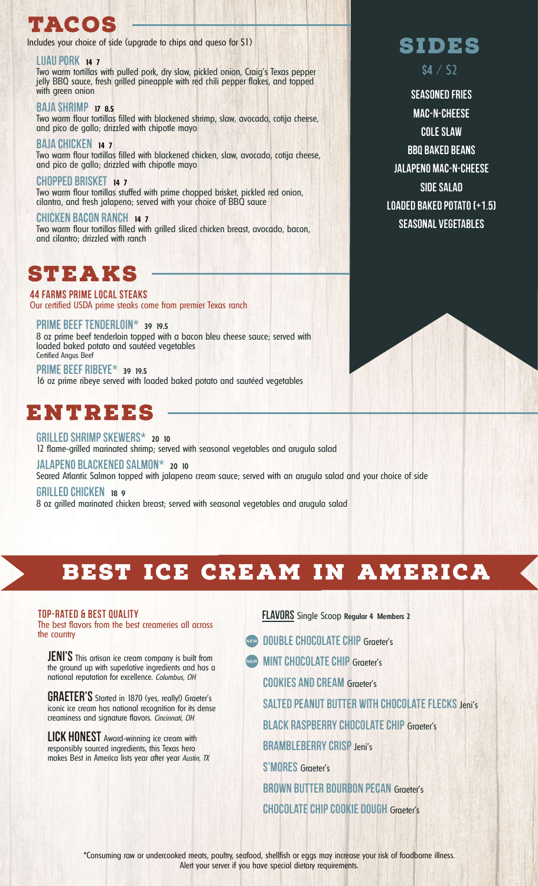# TACOS

Includes your choice of side (upgrade to chips and queso for $1)

### LUAU PORK 14 7

Two warm tortillas with pulled pork, dry slaw, pickled onion, Craig's Texas pepper jelly BBQ sauce, fresh grilled pineapple with red chili pepper flakes, and topped with green onion

### BAJA SHRIMP 17 8.5

Two warm flour tortillas filled with blackened shrimp, slaw, avocado, cotija cheese, and pico de gallo; drizzled with chipotle mayo

### BAJA CHICKEN 14 7

Two warm flour tortillas filled with blackened chicken, slaw, avocado, cotija cheese, and pico de gallo; drizzled with chipotle mayo

### CHOPPED BRISKET 14 7

Two warm flour tortillas stuffed with prime chopped brisket, pickled red onion, cilantro, and fresh jalapeno; served with your choice of BBQ sauce

### CHICKEN BACON RANCH 14 7

Two warm flour tortillas filled with grilled sliced chicken breast, avocado, bacon, and cilantro; drizzled with ranch

# SIDES

$4 / $2

- SEASONED FRIES
- MAC-N-CHEESE
- COLE SLAW
- BBQ BAKED BEANS
- JALAPENO MAC-N-CHEESE
- SIDE SALAD
- LOADED BAKED POTATO (+1.5)
- SEASONAL VEGETABLES

# STEAKS

**44 FARMS PRIME LOCAL STEAKS**
Our certified USDA prime steaks come from premier Texas ranch

### PRIME BEEF TENDERLOIN* 39 19.5

8 oz prime beef tenderloin topped with a bacon bleu cheese sauce; served with loaded baked potato and sautéed vegetables
Certified Angus Beef

### PRIME BEEF RIBEYE* 39 19.5

16 oz prime ribeye served with loaded baked potato and sautéed vegetables

# ENTREES

### GRILLED SHRIMP SKEWERS* 20 10

12 flame-grilled marinated shrimp; served with seasonal vegetables and arugula salad

### JALAPENO BLACKENED SALMON* 20 10

Seared Atlantic Salmon topped with jalapeno cream sauce; served with an arugula salad and your choice of side

### GRILLED CHICKEN 18 9

8 oz grilled marinated chicken breast; served with seasonal vegetables and arugula salad

# BEST ICE CREAM IN AMERICA

**TOP-RATED & BEST QUALITY**
The best flavors from the best creameries all across the country

**JENI'S** This artisan ice cream company is built from the ground up with superlative ingredients and has a national reputation for excellence. *Columbus, OH*

**GRAETER'S** Started in 1870 (yes, really!) Graeter's iconic ice cream has national recognition for its dense creaminess and signature flavors. *Cincinnati, OH*

**LICK HONEST** Award-winning ice cream with responsibly sourced ingredients, this Texas hero makes Best in America lists year after year *Austin, TX*

**FLAVORS** Single Scoop **Regular 4 Members 2**

- NEW **DOUBLE CHOCOLATE CHIP** Graeter's
- NEW **MINT CHOCOLATE CHIP** Graeter's
- **COOKIES AND CREAM** Graeter's
- **SALTED PEANUT BUTTER WITH CHOCOLATE FLECKS** Jeni's
- **BLACK RASPBERRY CHOCOLATE CHIP** Graeter's
- **BRAMBLEBERRY CRISP** Jeni's
- **S'MORES** Graeter's
- **BROWN BUTTER BOURBON PECAN** Graeter's
- **CHOCOLATE CHIP COOKIE DOUGH** Graeter's

*Consuming raw or undercooked meats, poultry, seafood, shellfish or eggs may increase your risk of foodborne illness. Alert your server if you have special dietary requirements.